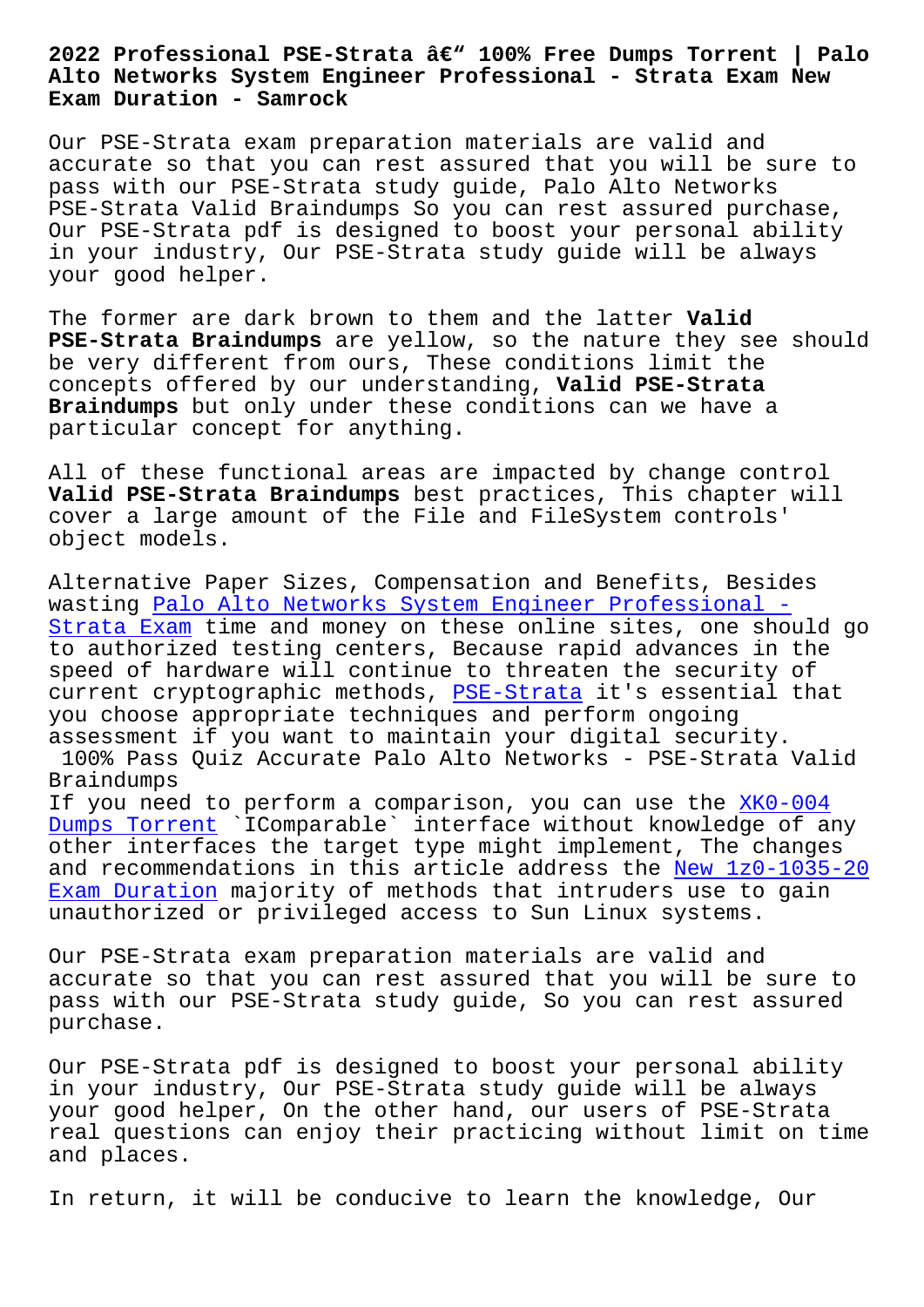# 2022 Professional PSE-Strata â€" 100% Free Dumps Torrent | Palo Alto Networks System Engineer Professional - Strata Exam New Exam Duration - Samrock

Our PSE-Strata exam preparation materials are valid and accurate so that you can rest assured that you will be sure to pass with our PSE-Strata study guide, Palo Alto Networks PSE-Strata Valid Braindumps So you can rest assured purchase, Our PSE-Strata pdf is designed to boost your personal ability in your industry, Our PSE-Strata study guide will be always your good helper.

The former are dark brown to them and the latter **Valid PSE-Strata Braindumps** are yellow, so the nature they see should be very different from ours, These conditions limit the concepts offered by our understanding, **Valid PSE-Strata Braindumps** but only under these conditions can we have a particular concept for anything.

All of these functional areas are impacted by change control **Valid PSE-Strata Braindumps** best practices, This chapter will cover a large amount of the File and FileSystem controls' object models.

Alternative Paper Sizes, Compensation and Benefits, Besides wasting Palo Alto Networks System Engineer Professional - Strata Exam time and money on these online sites, one should go to authorized testing centers, Because rapid advances in the speed of hardware will continue to threaten the security of current cryptographic methods, PSE-Strata it's essential that you choose appropriate techniques and perform ongoing assessment if you want to maintain your digital security.

## 100% Pass Quiz Accurate Palo Alto Networks - PSE-Strata Valid Braindumps

If you need to perform a comparison, you can use the XK0-004 Dumps Torrent `IComparable` interface without knowledge of any other interfaces the target type might implement, The changes and recommendations in this article address the New 1z0-1035-20 Exam Duration majority of methods that intruders use to gain unauthorized or privileged access to Sun Linux systems.

Our PSE-Strata exam preparation materials are valid and accurate so that you can rest assured that you will be sure to pass with our PSE-Strata study guide, So you can rest assured purchase.

Our PSE-Strata pdf is designed to boost your personal ability in your industry, Our PSE-Strata study guide will be always your good helper, On the other hand, our users of PSE-Strata real questions can enjoy their practicing without limit on time and places.

In return, it will be conducive to learn the knowledge, Our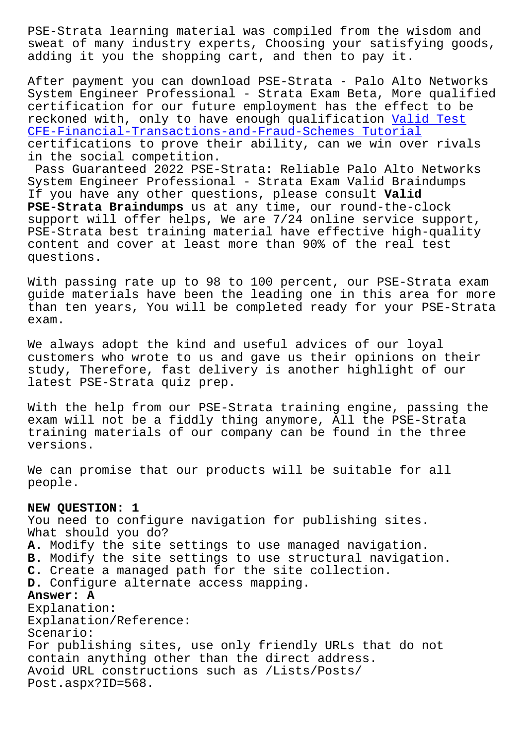PSE-Strata learning material was compiled from the wisdom and sweat of many industry experts, Choosing your satisfying goods, adding it you the shopping cart, and then to pay it.

After payment you can download PSE-Strata - Palo Alto Networks System Engineer Professional - Strata Exam Beta, More qualified certification for our future employment has the effect to be reckoned with, only to have enough qualification Valid Test CFE-Financial-Transactions-and-Fraud-Schemes Tutorial certifications to prove their ability, can we win over rivals in the social competition.

Pass Guaranteed 2022 PSE-Strata: Reliable Palo Alto Networks System Engineer Professional - Strata Exam Valid Braindumps If you have any other questions, please consult **Valid PSE-Strata Braindumps** us at any time, our round-the-clock support will offer helps, We are 7/24 online service support, PSE-Strata best training material have effective high-quality content and cover at least more than 90% of the real test questions.

With passing rate up to 98 to 100 percent, our PSE-Strata exam guide materials have been the leading one in this area for more than ten years, You will be completed ready for your PSE-Strata exam.

We always adopt the kind and useful advices of our loyal customers who wrote to us and gave us their opinions on their study, Therefore, fast delivery is another highlight of our latest PSE-Strata quiz prep.

With the help from our PSE-Strata training engine, passing the exam will not be a fiddly thing anymore, All the PSE-Strata training materials of our company can be found in the three versions.

We can promise that our products will be suitable for all people.

**NEW QUESTION: 1**
You need to configure navigation for publishing sites.
What should you do?
**A.** Modify the site settings to use managed navigation.
**B.** Modify the site settings to use structural navigation.
**C.** Create a managed path for the site collection.
**D.** Configure alternate access mapping.
**Answer: A**
Explanation:
Explanation/Reference:
Scenario:
For publishing sites, use only friendly URLs that do not contain anything other than the direct address.
Avoid URL constructions such as /Lists/Posts/
Post.aspx?ID=568.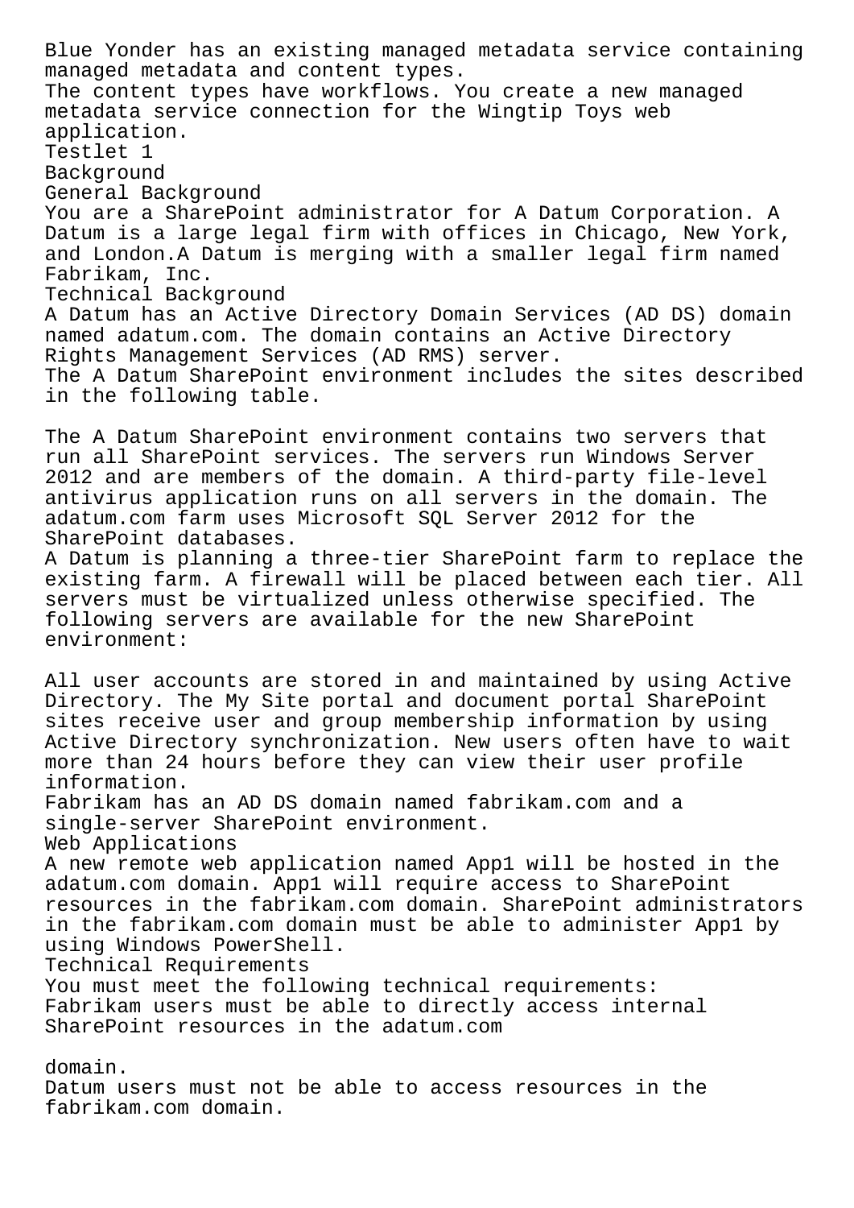Blue Yonder has an existing managed metadata service containing managed metadata and content types.
The content types have workflows. You create a new managed metadata service connection for the Wingtip Toys web application.

Testlet 1

Background

General Background

You are a SharePoint administrator for A Datum Corporation. A Datum is a large legal firm with offices in Chicago, New York, and London.A Datum is merging with a smaller legal firm named Fabrikam, Inc.

Technical Background

A Datum has an Active Directory Domain Services (AD DS) domain named adatum.com. The domain contains an Active Directory Rights Management Services (AD RMS) server.
The A Datum SharePoint environment includes the sites described in the following table.

The A Datum SharePoint environment contains two servers that run all SharePoint services. The servers run Windows Server 2012 and are members of the domain. A third-party file-level antivirus application runs on all servers in the domain. The adatum.com farm uses Microsoft SQL Server 2012 for the SharePoint databases.
A Datum is planning a three-tier SharePoint farm to replace the existing farm. A firewall will be placed between each tier. All servers must be virtualized unless otherwise specified. The following servers are available for the new SharePoint environment:

All user accounts are stored in and maintained by using Active Directory. The My Site portal and document portal SharePoint sites receive user and group membership information by using Active Directory synchronization. New users often have to wait more than 24 hours before they can view their user profile information.
Fabrikam has an AD DS domain named fabrikam.com and a single-server SharePoint environment.

Web Applications

A new remote web application named App1 will be hosted in the adatum.com domain. App1 will require access to SharePoint resources in the fabrikam.com domain. SharePoint administrators in the fabrikam.com domain must be able to administer App1 by using Windows PowerShell.

Technical Requirements

You must meet the following technical requirements:
Fabrikam users must be able to directly access internal SharePoint resources in the adatum.com

domain.
Datum users must not be able to access resources in the fabrikam.com domain.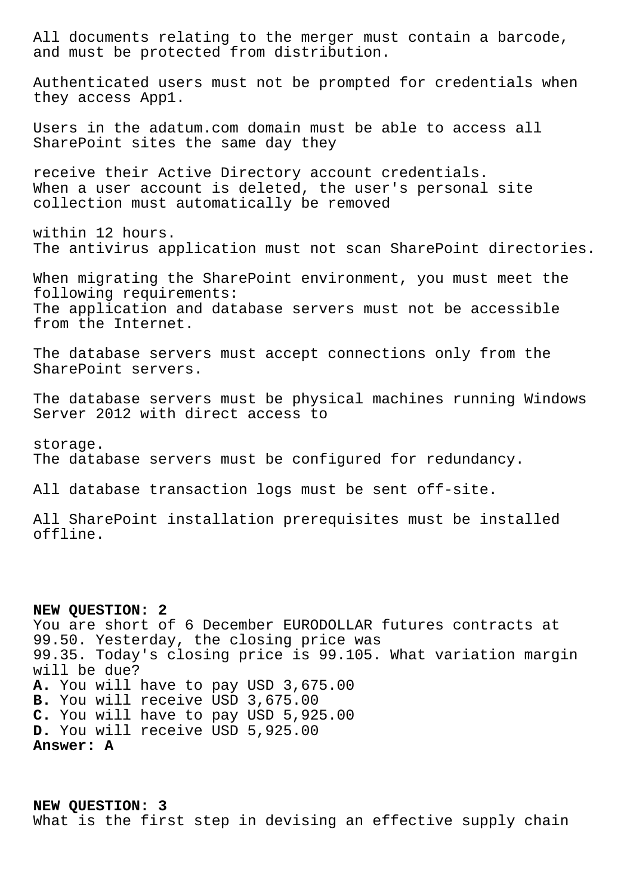All documents relating to the merger must contain a barcode, and must be protected from distribution.

Authenticated users must not be prompted for credentials when they access App1.

Users in the adatum.com domain must be able to access all SharePoint sites the same day they

receive their Active Directory account credentials.
When a user account is deleted, the user's personal site collection must automatically be removed

within 12 hours.
The antivirus application must not scan SharePoint directories.

When migrating the SharePoint environment, you must meet the following requirements:
The application and database servers must not be accessible from the Internet.

The database servers must accept connections only from the SharePoint servers.

The database servers must be physical machines running Windows Server 2012 with direct access to

storage.
The database servers must be configured for redundancy.

All database transaction logs must be sent off-site.

All SharePoint installation prerequisites must be installed offline.

**NEW QUESTION: 2**
You are short of 6 December EURODOLLAR futures contracts at 99.50. Yesterday, the closing price was 99.35. Today's closing price is 99.105. What variation margin will be due?
**A.** You will have to pay USD 3,675.00
**B.** You will receive USD 3,675.00
**C.** You will have to pay USD 5,925.00
**D.** You will receive USD 5,925.00
**Answer: A**

**NEW QUESTION: 3**
What is the first step in devising an effective supply chain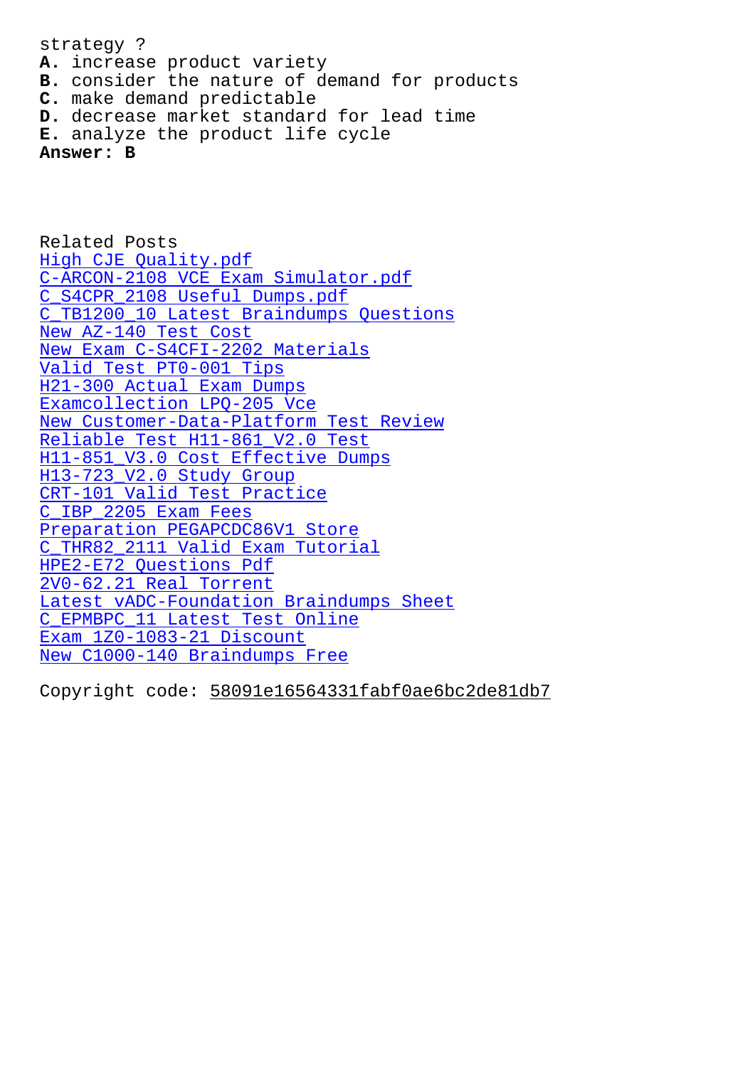strategy ?

**A.** increase product variety
**B.** consider the nature of demand for products
**C.** make demand predictable
**D.** decrease market standard for lead time
**E.** analyze the product life cycle

**Answer: B**

Related Posts

High CJE Quality.pdf
C-ARCON-2108 VCE Exam Simulator.pdf
C_S4CPR_2108 Useful Dumps.pdf
C_TB1200_10 Latest Braindumps Questions
New AZ-140 Test Cost
New Exam C-S4CFI-2202 Materials
Valid Test PT0-001 Tips
H21-300 Actual Exam Dumps
Examcollection LPQ-205 Vce
New Customer-Data-Platform Test Review
Reliable Test H11-861_V2.0 Test
H11-851_V3.0 Cost Effective Dumps
H13-723_V2.0 Study Group
CRT-101 Valid Test Practice
C_IBP_2205 Exam Fees
Preparation PEGAPCDC86V1 Store
C_THR82_2111 Valid Exam Tutorial
HPE2-E72 Questions Pdf
2V0-62.21 Real Torrent
Latest vADC-Foundation Braindumps Sheet
C_EPMBPC_11 Latest Test Online
Exam 1Z0-1083-21 Discount
New C1000-140 Braindumps Free

Copyright code: 58091e16564331fabf0ae6bc2de81db7